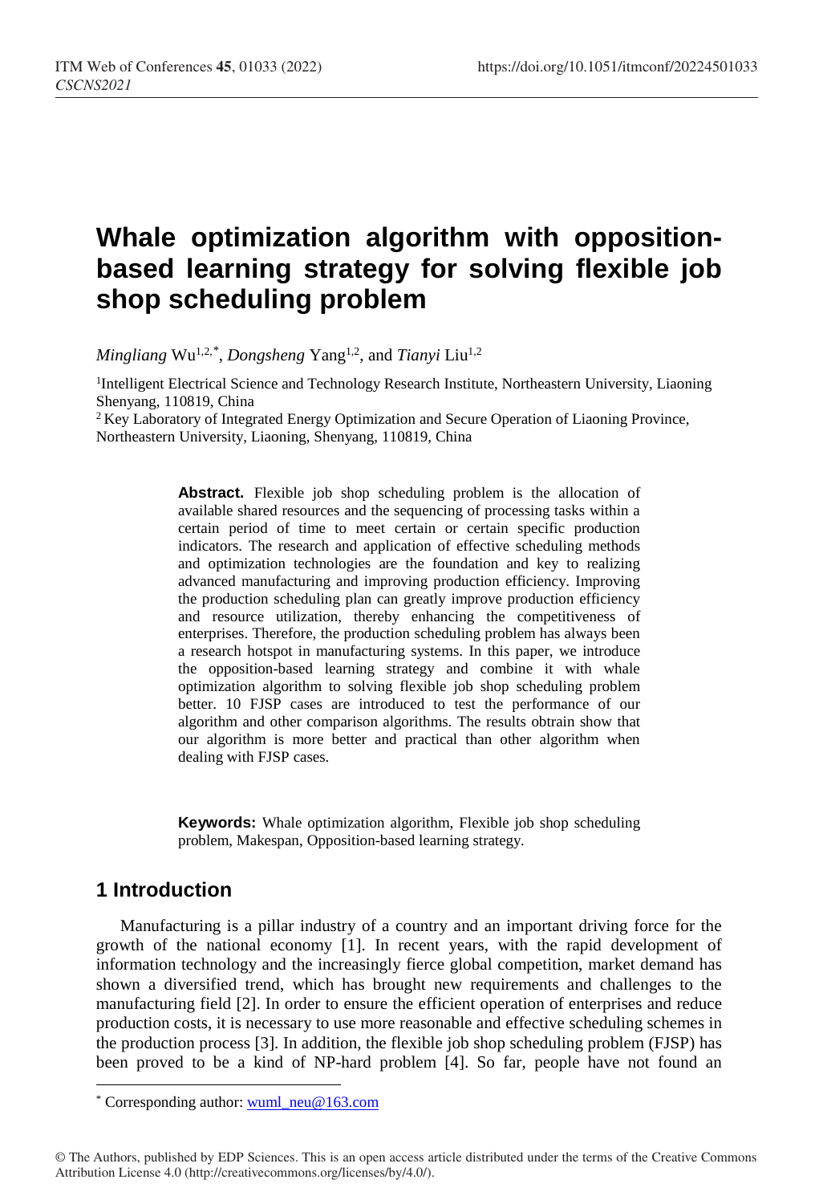# Whale optimization algorithm with opposition-based learning strategy for solving flexible job shop scheduling problem

*Mingliang* Wu[1,2,*], *Dongsheng* Yang[1,2], and *Tianyi* Liu[1,2]

[1]Intelligent Electrical Science and Technology Research Institute, Northeastern University, Liaoning Shenyang, 110819, China

[2] Key Laboratory of Integrated Energy Optimization and Secure Operation of Liaoning Province, Northeastern University, Liaoning, Shenyang, 110819, China

**Abstract.** Flexible job shop scheduling problem is the allocation of available shared resources and the sequencing of processing tasks within a certain period of time to meet certain or certain specific production indicators. The research and application of effective scheduling methods and optimization technologies are the foundation and key to realizing advanced manufacturing and improving production efficiency. Improving the production scheduling plan can greatly improve production efficiency and resource utilization, thereby enhancing the competitiveness of enterprises. Therefore, the production scheduling problem has always been a research hotspot in manufacturing systems. In this paper, we introduce the opposition-based learning strategy and combine it with whale optimization algorithm to solving flexible job shop scheduling problem better. 10 FJSP cases are introduced to test the performance of our algorithm and other comparison algorithms. The results obtrain show that our algorithm is more better and practical than other algorithm when dealing with FJSP cases.

**Keywords:** Whale optimization algorithm, Flexible job shop scheduling problem, Makespan, Opposition-based learning strategy.

## 1 Introduction

Manufacturing is a pillar industry of a country and an important driving force for the growth of the national economy [1]. In recent years, with the rapid development of information technology and the increasingly fierce global competition, market demand has shown a diversified trend, which has brought new requirements and challenges to the manufacturing field [2]. In order to ensure the efficient operation of enterprises and reduce production costs, it is necessary to use more reasonable and effective scheduling schemes in the production process [3]. In addition, the flexible job shop scheduling problem (FJSP) has been proved to be a kind of NP-hard problem [4]. So far, people have not found an

---

* Corresponding author: wuml_neu@163.com

© The Authors, published by EDP Sciences. This is an open access article distributed under the terms of the Creative Commons Attribution License 4.0 (http://creativecommons.org/licenses/by/4.0/).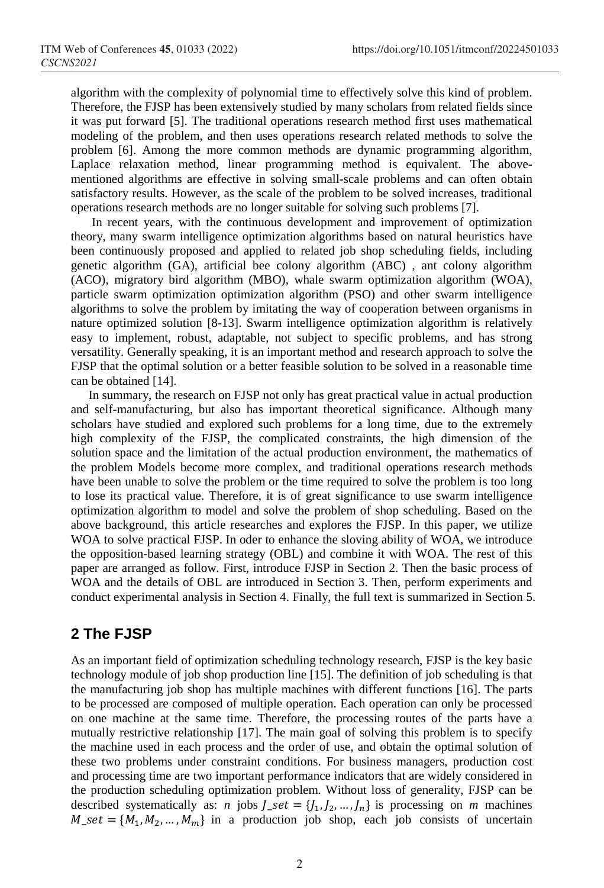algorithm with the complexity of polynomial time to effectively solve this kind of problem. Therefore, the FJSP has been extensively studied by many scholars from related fields since it was put forward [5]. The traditional operations research method first uses mathematical modeling of the problem, and then uses operations research related methods to solve the problem [6]. Among the more common methods are dynamic programming algorithm, Laplace relaxation method, linear programming method is equivalent. The above-mentioned algorithms are effective in solving small-scale problems and can often obtain satisfactory results. However, as the scale of the problem to be solved increases, traditional operations research methods are no longer suitable for solving such problems [7].

In recent years, with the continuous development and improvement of optimization theory, many swarm intelligence optimization algorithms based on natural heuristics have been continuously proposed and applied to related job shop scheduling fields, including genetic algorithm (GA), artificial bee colony algorithm (ABC) , ant colony algorithm (ACO), migratory bird algorithm (MBO), whale swarm optimization algorithm (WOA), particle swarm optimization optimization algorithm (PSO) and other swarm intelligence algorithms to solve the problem by imitating the way of cooperation between organisms in nature optimized solution [8-13]. Swarm intelligence optimization algorithm is relatively easy to implement, robust, adaptable, not subject to specific problems, and has strong versatility. Generally speaking, it is an important method and research approach to solve the FJSP that the optimal solution or a better feasible solution to be solved in a reasonable time can be obtained [14].

In summary, the research on FJSP not only has great practical value in actual production and self-manufacturing, but also has important theoretical significance. Although many scholars have studied and explored such problems for a long time, due to the extremely high complexity of the FJSP, the complicated constraints, the high dimension of the solution space and the limitation of the actual production environment, the mathematics of the problem Models become more complex, and traditional operations research methods have been unable to solve the problem or the time required to solve the problem is too long to lose its practical value. Therefore, it is of great significance to use swarm intelligence optimization algorithm to model and solve the problem of shop scheduling. Based on the above background, this article researches and explores the FJSP. In this paper, we utilize WOA to solve practical FJSP. In oder to enhance the sloving ability of WOA, we introduce the opposition-based learning strategy (OBL) and combine it with WOA. The rest of this paper are arranged as follow. First, introduce FJSP in Section 2. Then the basic process of WOA and the details of OBL are introduced in Section 3. Then, perform experiments and conduct experimental analysis in Section 4. Finally, the full text is summarized in Section 5.

## 2 The FJSP

As an important field of optimization scheduling technology research, FJSP is the key basic technology module of job shop production line [15]. The definition of job scheduling is that the manufacturing job shop has multiple machines with different functions [16]. The parts to be processed are composed of multiple operation. Each operation can only be processed on one machine at the same time. Therefore, the processing routes of the parts have a mutually restrictive relationship [17]. The main goal of solving this problem is to specify the machine used in each process and the order of use, and obtain the optimal solution of these two problems under constraint conditions. For business managers, production cost and processing time are two important performance indicators that are widely considered in the production scheduling optimization problem. Without loss of generality, FJSP can be described systematically as: $n$ jobs $J\_set = \{J_1, J_2, \ldots, J_n\}$ is processing on $m$ machines $M\_set = \{M_1, M_2, \ldots, M_m\}$ in a production job shop, each job consists of uncertain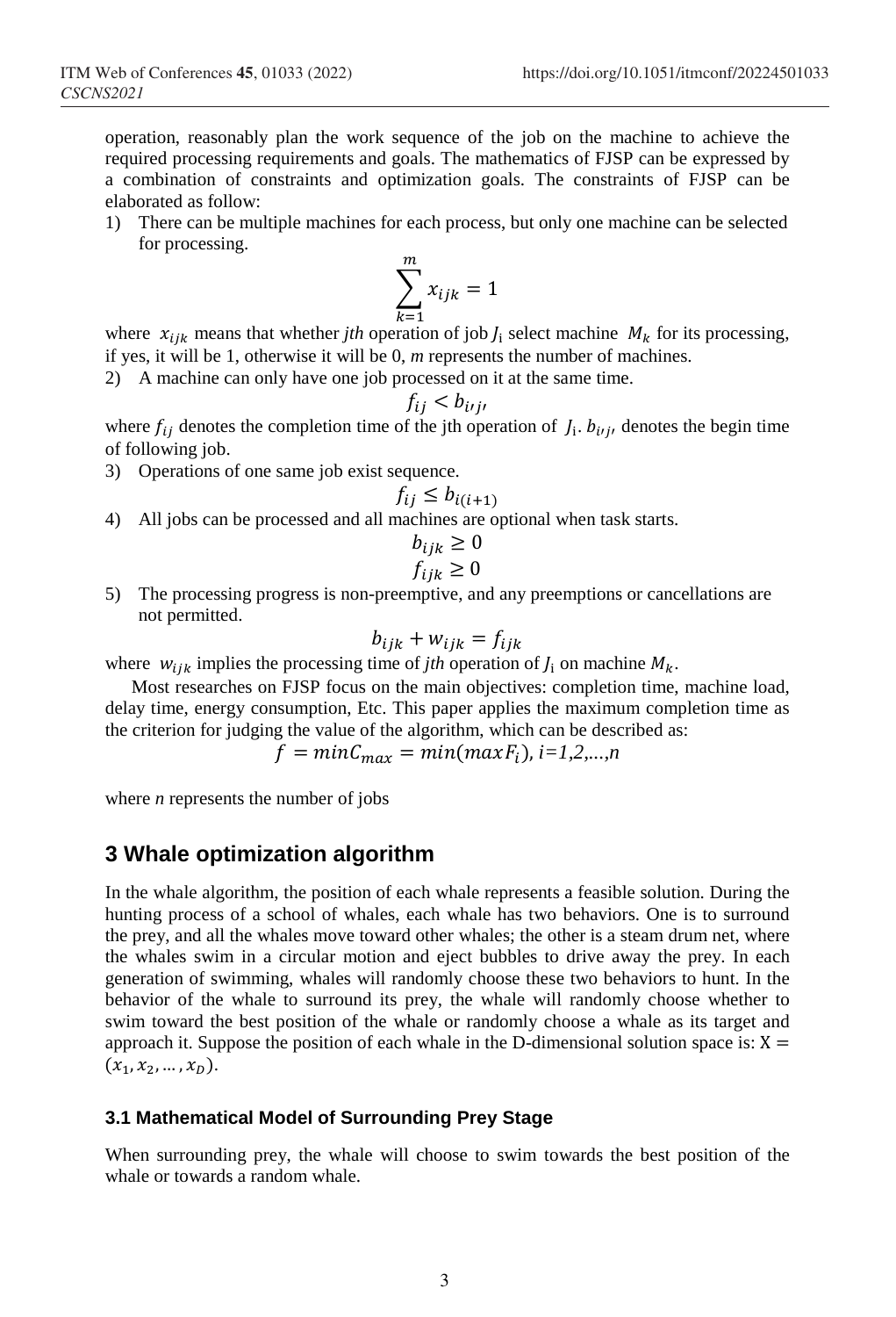operation, reasonably plan the work sequence of the job on the machine to achieve the required processing requirements and goals. The mathematics of FJSP can be expressed by a combination of constraints and optimization goals. The constraints of FJSP can be elaborated as follow:

1) There can be multiple machines for each process, but only one machine can be selected for processing.

$$\sum_{k=1}^{m} x_{ijk} = 1$$

where $x_{ijk}$ means that whether *jth* operation of job $J_i$ select machine $M_k$ for its processing, if yes, it will be 1, otherwise it will be 0, *m* represents the number of machines.

2) A machine can only have one job processed on it at the same time.

$$f_{ij} < b_{i'j'}$$

where $f_{ij}$ denotes the completion time of the jth operation of $J_i$. $b_{i'j'}$ denotes the begin time of following job.

3) Operations of one same job exist sequence.

$$f_{ij} \leq b_{i(i+1)}$$

4) All jobs can be processed and all machines are optional when task starts.

$$b_{ijk} \geq 0$$
$$f_{ijk} \geq 0$$

5) The processing progress is non-preemptive, and any preemptions or cancellations are not permitted.

$$b_{ijk} + w_{ijk} = f_{ijk}$$

where $w_{ijk}$ implies the processing time of *jth* operation of $J_i$ on machine $M_k$.

Most researches on FJSP focus on the main objectives: completion time, machine load, delay time, energy consumption, Etc. This paper applies the maximum completion time as the criterion for judging the value of the algorithm, which can be described as:

$$f = minC_{max} = min(maxF_i),\ i=1,2,...,n$$

where *n* represents the number of jobs

## 3 Whale optimization algorithm

In the whale algorithm, the position of each whale represents a feasible solution. During the hunting process of a school of whales, each whale has two behaviors. One is to surround the prey, and all the whales move toward other whales; the other is a steam drum net, where the whales swim in a circular motion and eject bubbles to drive away the prey. In each generation of swimming, whales will randomly choose these two behaviors to hunt. In the behavior of the whale to surround its prey, the whale will randomly choose whether to swim toward the best position of the whale or randomly choose a whale as its target and approach it. Suppose the position of each whale in the D-dimensional solution space is: $X = (x_1, x_2, \ldots, x_D)$.

### 3.1 Mathematical Model of Surrounding Prey Stage

When surrounding prey, the whale will choose to swim towards the best position of the whale or towards a random whale.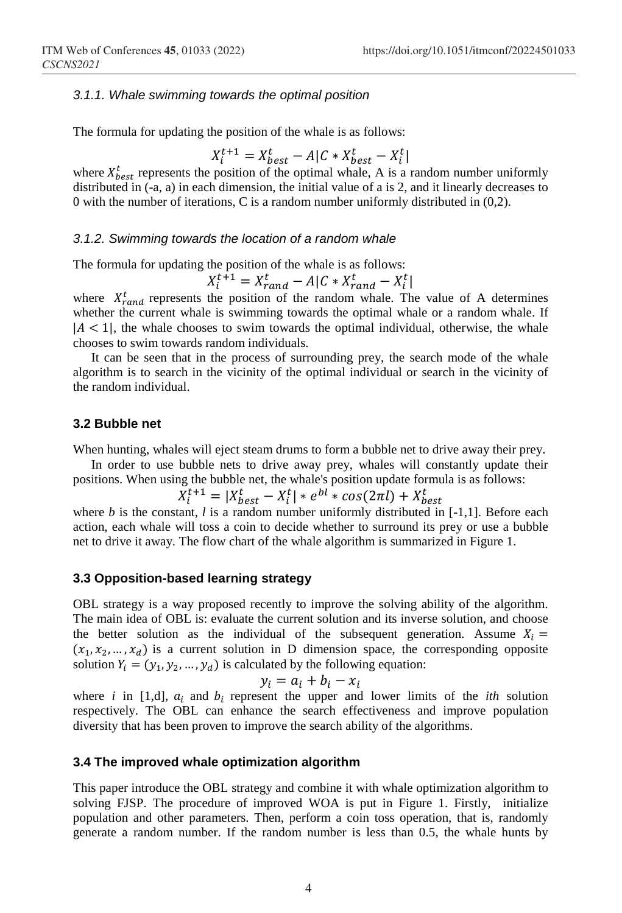### 3.1.1. Whale swimming towards the optimal position

The formula for updating the position of the whale is as follows:

$$X_i^{t+1} = X_{best}^t - A|C * X_{best}^t - X_i^t|$$

where $X_{best}^t$ represents the position of the optimal whale, A is a random number uniformly distributed in (-a, a) in each dimension, the initial value of a is 2, and it linearly decreases to 0 with the number of iterations, C is a random number uniformly distributed in (0,2).

### 3.1.2. Swimming towards the location of a random whale

The formula for updating the position of the whale is as follows:

$$X_i^{t+1} = X_{rand}^t - A|C * X_{rand}^t - X_i^t|$$

where $X_{rand}^t$ represents the position of the random whale. The value of A determines whether the current whale is swimming towards the optimal whale or a random whale. If $|A < 1|$, the whale chooses to swim towards the optimal individual, otherwise, the whale chooses to swim towards random individuals.

It can be seen that in the process of surrounding prey, the search mode of the whale algorithm is to search in the vicinity of the optimal individual or search in the vicinity of the random individual.

## 3.2 Bubble net

When hunting, whales will eject steam drums to form a bubble net to drive away their prey.

In order to use bubble nets to drive away prey, whales will constantly update their positions. When using the bubble net, the whale's position update formula is as follows:

$$X_i^{t+1} = |X_{best}^t - X_i^t| * e^{bl} * \cos(2\pi l) + X_{best}^t$$

where *b* is the constant, *l* is a random number uniformly distributed in [-1,1]. Before each action, each whale will toss a coin to decide whether to surround its prey or use a bubble net to drive it away. The flow chart of the whale algorithm is summarized in Figure 1.

## 3.3 Opposition-based learning strategy

OBL strategy is a way proposed recently to improve the solving ability of the algorithm. The main idea of OBL is: evaluate the current solution and its inverse solution, and choose the better solution as the individual of the subsequent generation. Assume $X_i = (x_1, x_2, \ldots, x_d)$ is a current solution in D dimension space, the corresponding opposite solution $Y_i = (y_1, y_2, \ldots, y_d)$ is calculated by the following equation:

$$y_i = a_i + b_i - x_i$$

where *i* in [1,d], $a_i$ and $b_i$ represent the upper and lower limits of the *ith* solution respectively. The OBL can enhance the search effectiveness and improve population diversity that has been proven to improve the search ability of the algorithms.

## 3.4 The improved whale optimization algorithm

This paper introduce the OBL strategy and combine it with whale optimization algorithm to solving FJSP. The procedure of improved WOA is put in Figure 1. Firstly, initialize population and other parameters. Then, perform a coin toss operation, that is, randomly generate a random number. If the random number is less than 0.5, the whale hunts by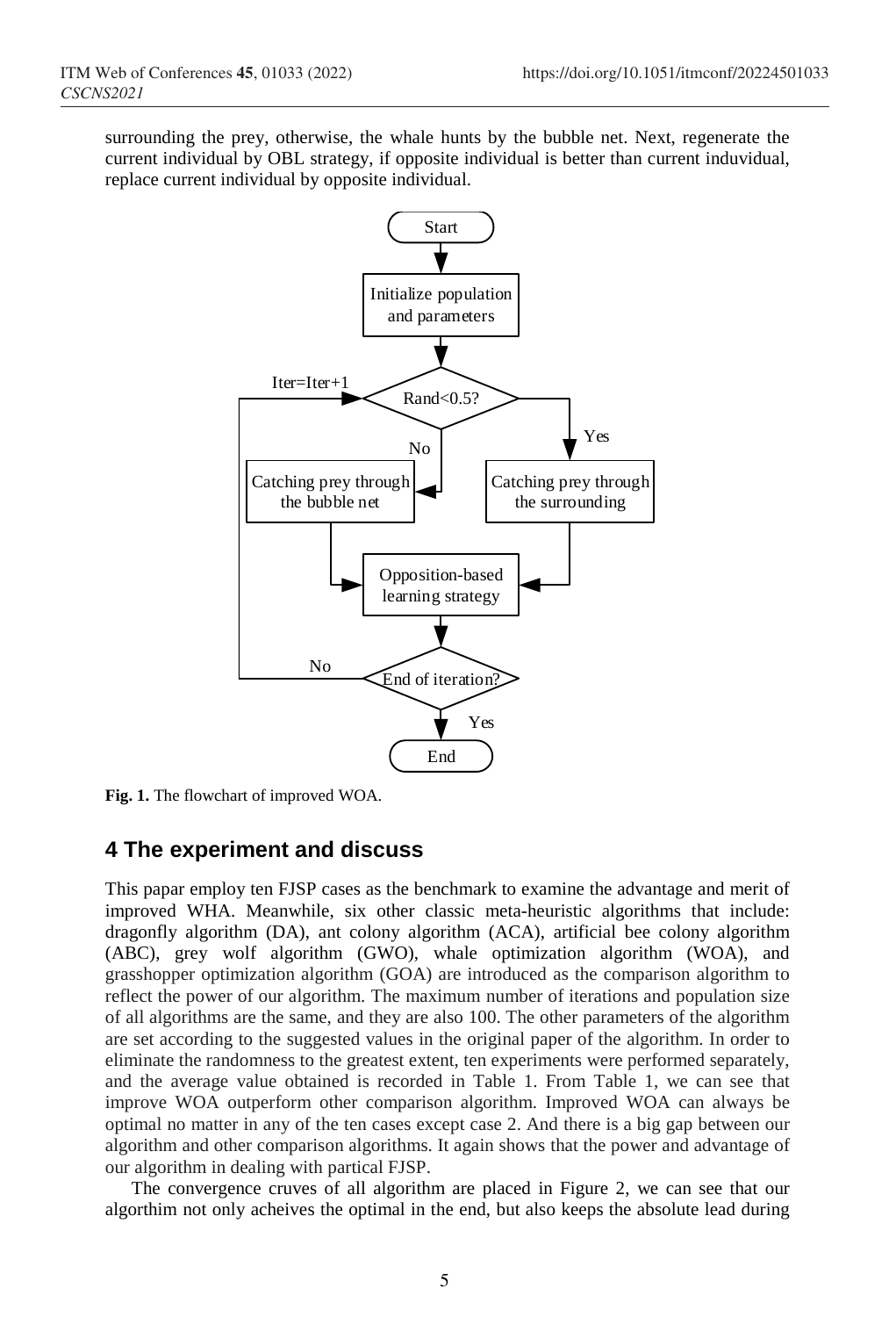surrounding the prey, otherwise, the whale hunts by the bubble net. Next, regenerate the current individual by OBL strategy, if opposite individual is better than current induvidual, replace current individual by opposite individual.

**Fig. 1.** The flowchart of improved WOA.

## 4 The experiment and discuss

This papar employ ten FJSP cases as the benchmark to examine the advantage and merit of improved WHA. Meanwhile, six other classic meta-heuristic algorithms that include: dragonfly algorithm (DA), ant colony algorithm (ACA), artificial bee colony algorithm (ABC), grey wolf algorithm (GWO), whale optimization algorithm (WOA), and grasshopper optimization algorithm (GOA) are introduced as the comparison algorithm to reflect the power of our algorithm. The maximum number of iterations and population size of all algorithms are the same, and they are also 100. The other parameters of the algorithm are set according to the suggested values in the original paper of the algorithm. In order to eliminate the randomness to the greatest extent, ten experiments were performed separately, and the average value obtained is recorded in Table 1. From Table 1, we can see that improve WOA outperform other comparison algorithm. Improved WOA can always be optimal no matter in any of the ten cases except case 2. And there is a big gap between our algorithm and other comparison algorithms. It again shows that the power and advantage of our algorithm in dealing with partical FJSP.

The convergence cruves of all algorithm are placed in Figure 2, we can see that our algorthim not only acheives the optimal in the end, but also keeps the absolute lead during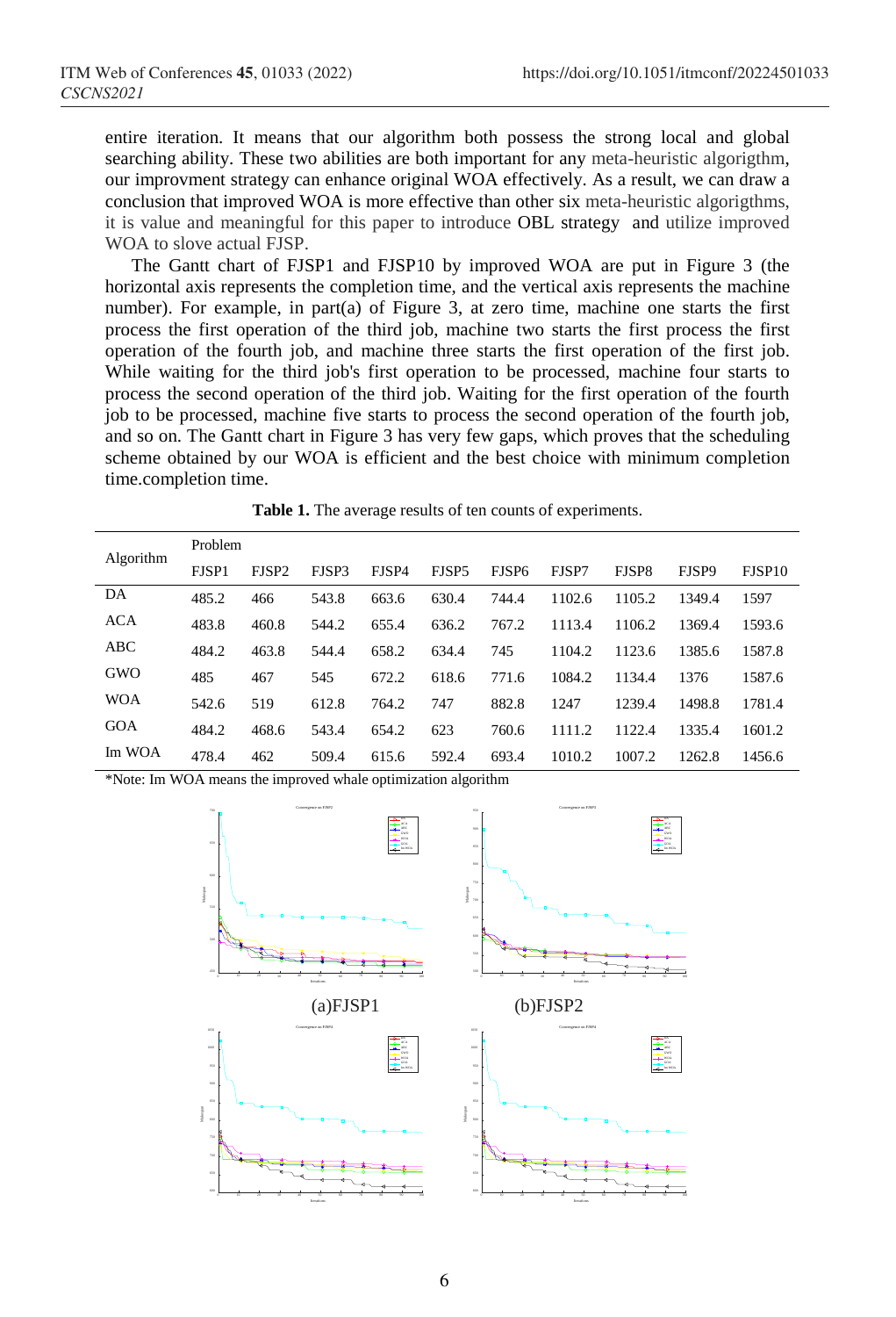entire iteration. It means that our algorithm both possess the strong local and global searching ability. These two abilities are both important for any meta-heuristic algorigthm, our improvment strategy can enhance original WOA effectively. As a result, we can draw a conclusion that improved WOA is more effective than other six meta-heuristic algorigthms, it is value and meaningful for this paper to introduce OBL strategy and utilize improved WOA to slove actual FJSP.

The Gantt chart of FJSP1 and FJSP10 by improved WOA are put in Figure 3 (the horizontal axis represents the completion time, and the vertical axis represents the machine number). For example, in part(a) of Figure 3, at zero time, machine one starts the first process the first operation of the third job, machine two starts the first process the first operation of the fourth job, and machine three starts the first operation of the first job. While waiting for the third job's first operation to be processed, machine four starts to process the second operation of the third job. Waiting for the first operation of the fourth job to be processed, machine five starts to process the second operation of the fourth job, and so on. The Gantt chart in Figure 3 has very few gaps, which proves that the scheduling scheme obtained by our WOA is efficient and the best choice with minimum completion time.completion time.

**Table 1.** The average results of ten counts of experiments.

| Algorithm | Problem | | | | | | | | | |
|---|---|---|---|---|---|---|---|---|---|---|
| | FJSP1 | FJSP2 | FJSP3 | FJSP4 | FJSP5 | FJSP6 | FJSP7 | FJSP8 | FJSP9 | FJSP10 |
| DA | 485.2 | 466 | 543.8 | 663.6 | 630.4 | 744.4 | 1102.6 | 1105.2 | 1349.4 | 1597 |
| ACA | 483.8 | 460.8 | 544.2 | 655.4 | 636.2 | 767.2 | 1113.4 | 1106.2 | 1369.4 | 1593.6 |
| ABC | 484.2 | 463.8 | 544.4 | 658.2 | 634.4 | 745 | 1104.2 | 1123.6 | 1385.6 | 1587.8 |
| GWO | 485 | 467 | 545 | 672.2 | 618.6 | 771.6 | 1084.2 | 1134.4 | 1376 | 1587.6 |
| WOA | 542.6 | 519 | 612.8 | 764.2 | 747 | 882.8 | 1247 | 1239.4 | 1498.8 | 1781.4 |
| GOA | 484.2 | 468.6 | 543.4 | 654.2 | 623 | 760.6 | 1111.2 | 1122.4 | 1335.4 | 1601.2 |
| Im WOA | 478.4 | 462 | 509.4 | 615.6 | 592.4 | 693.4 | 1010.2 | 1007.2 | 1262.8 | 1456.6 |

*Note: Im WOA means the improved whale optimization algorithm

(a)FJSP1

(b)FJSP2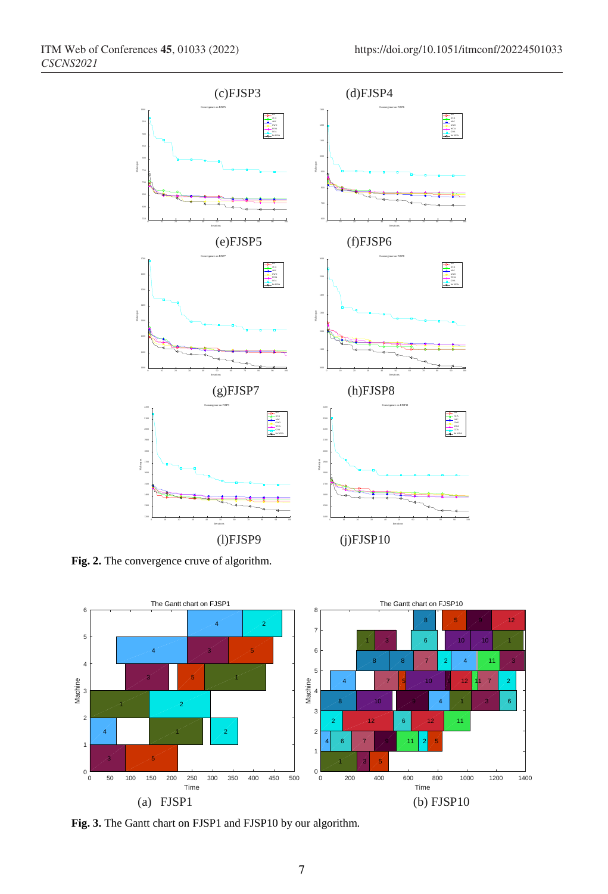(c)FJSP3

(d)FJSP4

(e)FJSP5

(f)FJSP6

(g)FJSP7

(h)FJSP8

(l)FJSP9

(j)FJSP10

**Fig. 2.** The convergence cruve of algorithm.

(a) FJSP1

(b) FJSP10

**Fig. 3.** The Gantt chart on FJSP1 and FJSP10 by our algorithm.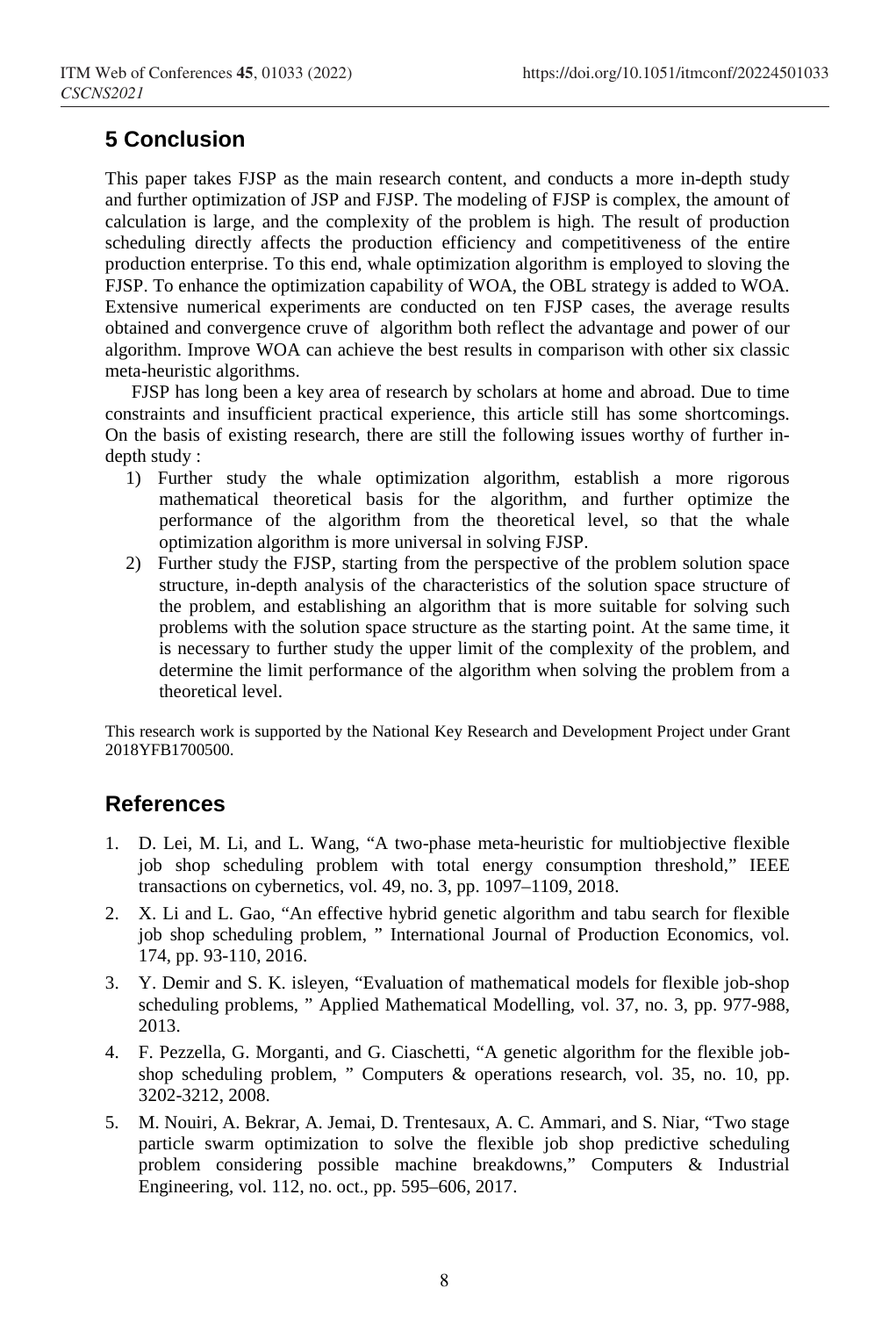## 5 Conclusion

This paper takes FJSP as the main research content, and conducts a more in-depth study and further optimization of JSP and FJSP. The modeling of FJSP is complex, the amount of calculation is large, and the complexity of the problem is high. The result of production scheduling directly affects the production efficiency and competitiveness of the entire production enterprise. To this end, whale optimization algorithm is employed to sloving the FJSP. To enhance the optimization capability of WOA, the OBL strategy is added to WOA. Extensive numerical experiments are conducted on ten FJSP cases, the average results obtained and convergence cruve of algorithm both reflect the advantage and power of our algorithm. Improve WOA can achieve the best results in comparison with other six classic meta-heuristic algorithms.

FJSP has long been a key area of research by scholars at home and abroad. Due to time constraints and insufficient practical experience, this article still has some shortcomings. On the basis of existing research, there are still the following issues worthy of further in-depth study :

1) Further study the whale optimization algorithm, establish a more rigorous mathematical theoretical basis for the algorithm, and further optimize the performance of the algorithm from the theoretical level, so that the whale optimization algorithm is more universal in solving FJSP.
2) Further study the FJSP, starting from the perspective of the problem solution space structure, in-depth analysis of the characteristics of the solution space structure of the problem, and establishing an algorithm that is more suitable for solving such problems with the solution space structure as the starting point. At the same time, it is necessary to further study the upper limit of the complexity of the problem, and determine the limit performance of the algorithm when solving the problem from a theoretical level.

This research work is supported by the National Key Research and Development Project under Grant 2018YFB1700500.

## References

1. D. Lei, M. Li, and L. Wang, "A two-phase meta-heuristic for multiobjective flexible job shop scheduling problem with total energy consumption threshold," IEEE transactions on cybernetics, vol. 49, no. 3, pp. 1097–1109, 2018.
2. X. Li and L. Gao, "An effective hybrid genetic algorithm and tabu search for flexible job shop scheduling problem, " International Journal of Production Economics, vol. 174, pp. 93-110, 2016.
3. Y. Demir and S. K. isleyen, "Evaluation of mathematical models for flexible job-shop scheduling problems, " Applied Mathematical Modelling, vol. 37, no. 3, pp. 977-988, 2013.
4. F. Pezzella, G. Morganti, and G. Ciaschetti, "A genetic algorithm for the flexible job-shop scheduling problem, " Computers & operations research, vol. 35, no. 10, pp. 3202-3212, 2008.
5. M. Nouiri, A. Bekrar, A. Jemai, D. Trentesaux, A. C. Ammari, and S. Niar, "Two stage particle swarm optimization to solve the flexible job shop predictive scheduling problem considering possible machine breakdowns," Computers & Industrial Engineering, vol. 112, no. oct., pp. 595–606, 2017.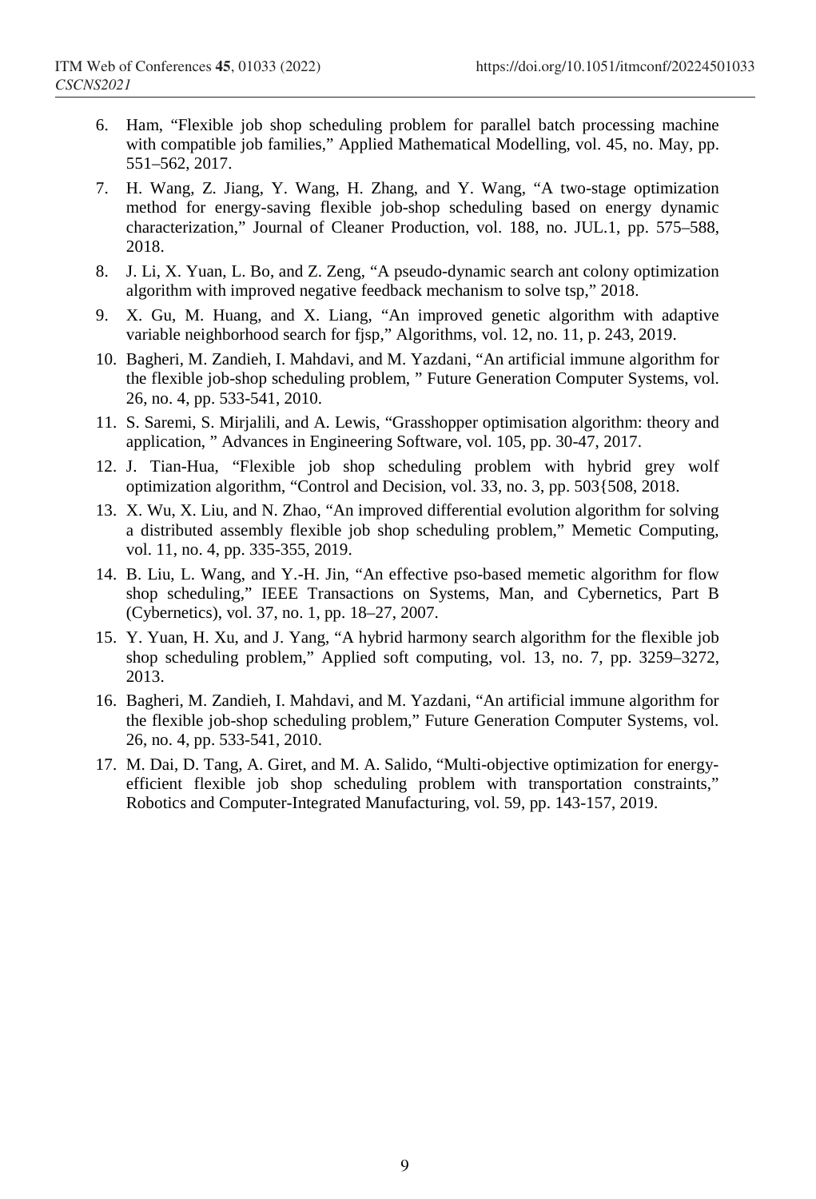6. Ham, "Flexible job shop scheduling problem for parallel batch processing machine with compatible job families," Applied Mathematical Modelling, vol. 45, no. May, pp. 551–562, 2017.
7. H. Wang, Z. Jiang, Y. Wang, H. Zhang, and Y. Wang, "A two-stage optimization method for energy-saving flexible job-shop scheduling based on energy dynamic characterization," Journal of Cleaner Production, vol. 188, no. JUL.1, pp. 575–588, 2018.
8. J. Li, X. Yuan, L. Bo, and Z. Zeng, "A pseudo-dynamic search ant colony optimization algorithm with improved negative feedback mechanism to solve tsp," 2018.
9. X. Gu, M. Huang, and X. Liang, "An improved genetic algorithm with adaptive variable neighborhood search for fjsp," Algorithms, vol. 12, no. 11, p. 243, 2019.
10. Bagheri, M. Zandieh, I. Mahdavi, and M. Yazdani, "An artificial immune algorithm for the flexible job-shop scheduling problem, " Future Generation Computer Systems, vol. 26, no. 4, pp. 533-541, 2010.
11. S. Saremi, S. Mirjalili, and A. Lewis, "Grasshopper optimisation algorithm: theory and application, " Advances in Engineering Software, vol. 105, pp. 30-47, 2017.
12. J. Tian-Hua, "Flexible job shop scheduling problem with hybrid grey wolf optimization algorithm, "Control and Decision, vol. 33, no. 3, pp. 503{508, 2018.
13. X. Wu, X. Liu, and N. Zhao, "An improved differential evolution algorithm for solving a distributed assembly flexible job shop scheduling problem," Memetic Computing, vol. 11, no. 4, pp. 335-355, 2019.
14. B. Liu, L. Wang, and Y.-H. Jin, "An effective pso-based memetic algorithm for flow shop scheduling," IEEE Transactions on Systems, Man, and Cybernetics, Part B (Cybernetics), vol. 37, no. 1, pp. 18–27, 2007.
15. Y. Yuan, H. Xu, and J. Yang, "A hybrid harmony search algorithm for the flexible job shop scheduling problem," Applied soft computing, vol. 13, no. 7, pp. 3259–3272, 2013.
16. Bagheri, M. Zandieh, I. Mahdavi, and M. Yazdani, "An artificial immune algorithm for the flexible job-shop scheduling problem," Future Generation Computer Systems, vol. 26, no. 4, pp. 533-541, 2010.
17. M. Dai, D. Tang, A. Giret, and M. A. Salido, "Multi-objective optimization for energy-efficient flexible job shop scheduling problem with transportation constraints," Robotics and Computer-Integrated Manufacturing, vol. 59, pp. 143-157, 2019.